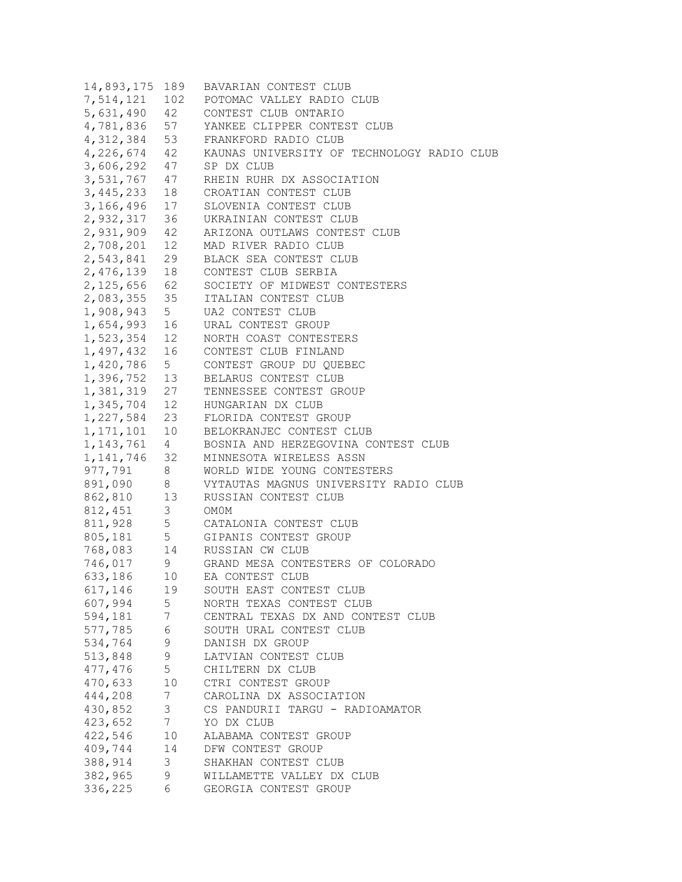| | | |
|---|---|---|
| 14,893,175 | 189 | BAVARIAN CONTEST CLUB |
| 7,514,121 | 102 | POTOMAC VALLEY RADIO CLUB |
| 5,631,490 | 42 | CONTEST CLUB ONTARIO |
| 4,781,836 | 57 | YANKEE CLIPPER CONTEST CLUB |
| 4,312,384 | 53 | FRANKFORD RADIO CLUB |
| 4,226,674 | 42 | KAUNAS UNIVERSITY OF TECHNOLOGY RADIO CLUB |
| 3,606,292 | 47 | SP DX CLUB |
| 3,531,767 | 47 | RHEIN RUHR DX ASSOCIATION |
| 3,445,233 | 18 | CROATIAN CONTEST CLUB |
| 3,166,496 | 17 | SLOVENIA CONTEST CLUB |
| 2,932,317 | 36 | UKRAINIAN CONTEST CLUB |
| 2,931,909 | 42 | ARIZONA OUTLAWS CONTEST CLUB |
| 2,708,201 | 12 | MAD RIVER RADIO CLUB |
| 2,543,841 | 29 | BLACK SEA CONTEST CLUB |
| 2,476,139 | 18 | CONTEST CLUB SERBIA |
| 2,125,656 | 62 | SOCIETY OF MIDWEST CONTESTERS |
| 2,083,355 | 35 | ITALIAN CONTEST CLUB |
| 1,908,943 | 5 | UA2 CONTEST CLUB |
| 1,654,993 | 16 | URAL CONTEST GROUP |
| 1,523,354 | 12 | NORTH COAST CONTESTERS |
| 1,497,432 | 16 | CONTEST CLUB FINLAND |
| 1,420,786 | 5 | CONTEST GROUP DU QUEBEC |
| 1,396,752 | 13 | BELARUS CONTEST CLUB |
| 1,381,319 | 27 | TENNESSEE CONTEST GROUP |
| 1,345,704 | 12 | HUNGARIAN DX CLUB |
| 1,227,584 | 23 | FLORIDA CONTEST GROUP |
| 1,171,101 | 10 | BELOKRANJEC CONTEST CLUB |
| 1,143,761 | 4 | BOSNIA AND HERZEGOVINA CONTEST CLUB |
| 1,141,746 | 32 | MINNESOTA WIRELESS ASSN |
| 977,791 | 8 | WORLD WIDE YOUNG CONTESTERS |
| 891,090 | 8 | VYTAUTAS MAGNUS UNIVERSITY RADIO CLUB |
| 862,810 | 13 | RUSSIAN CONTEST CLUB |
| 812,451 | 3 | OM0M |
| 811,928 | 5 | CATALONIA CONTEST CLUB |
| 805,181 | 5 | GIPANIS CONTEST GROUP |
| 768,083 | 14 | RUSSIAN CW CLUB |
| 746,017 | 9 | GRAND MESA CONTESTERS OF COLORADO |
| 633,186 | 10 | EA CONTEST CLUB |
| 617,146 | 19 | SOUTH EAST CONTEST CLUB |
| 607,994 | 5 | NORTH TEXAS CONTEST CLUB |
| 594,181 | 7 | CENTRAL TEXAS DX AND CONTEST CLUB |
| 577,785 | 6 | SOUTH URAL CONTEST CLUB |
| 534,764 | 9 | DANISH DX GROUP |
| 513,848 | 9 | LATVIAN CONTEST CLUB |
| 477,476 | 5 | CHILTERN DX CLUB |
| 470,633 | 10 | CTRI CONTEST GROUP |
| 444,208 | 7 | CAROLINA DX ASSOCIATION |
| 430,852 | 3 | CS PANDURII TARGU - RADIOAMATOR |
| 423,652 | 7 | YO DX CLUB |
| 422,546 | 10 | ALABAMA CONTEST GROUP |
| 409,744 | 14 | DFW CONTEST GROUP |
| 388,914 | 3 | SHAKHAN CONTEST CLUB |
| 382,965 | 9 | WILLAMETTE VALLEY DX CLUB |
| 336,225 | 6 | GEORGIA CONTEST GROUP |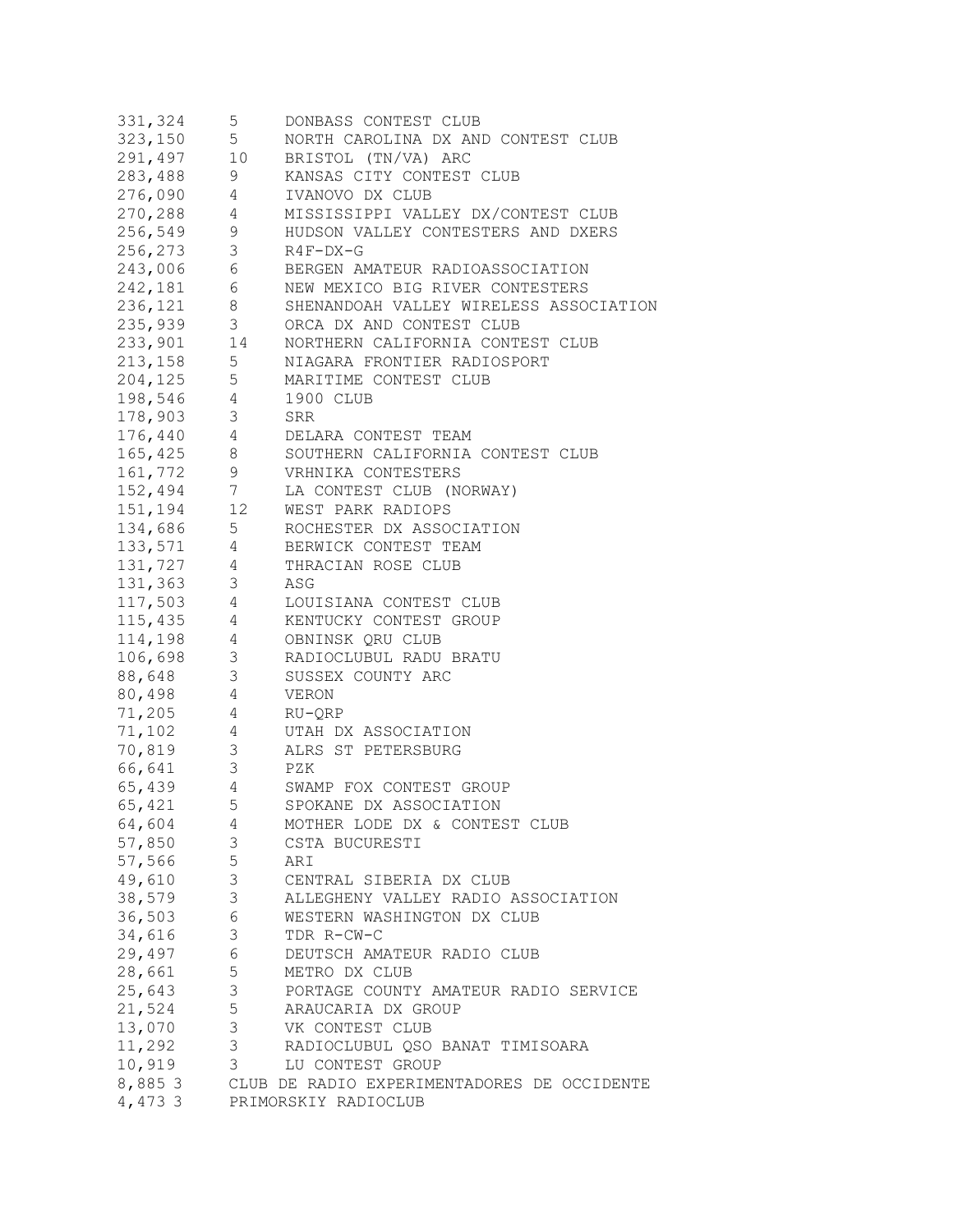| | | |
|---|---|---|
| 331,324 | 5 | DONBASS CONTEST CLUB |
| 323,150 | 5 | NORTH CAROLINA DX AND CONTEST CLUB |
| 291,497 | 10 | BRISTOL (TN/VA) ARC |
| 283,488 | 9 | KANSAS CITY CONTEST CLUB |
| 276,090 | 4 | IVANOVO DX CLUB |
| 270,288 | 4 | MISSISSIPPI VALLEY DX/CONTEST CLUB |
| 256,549 | 9 | HUDSON VALLEY CONTESTERS AND DXERS |
| 256,273 | 3 | R4F-DX-G |
| 243,006 | 6 | BERGEN AMATEUR RADIOASSOCIATION |
| 242,181 | 6 | NEW MEXICO BIG RIVER CONTESTERS |
| 236,121 | 8 | SHENANDOAH VALLEY WIRELESS ASSOCIATION |
| 235,939 | 3 | ORCA DX AND CONTEST CLUB |
| 233,901 | 14 | NORTHERN CALIFORNIA CONTEST CLUB |
| 213,158 | 5 | NIAGARA FRONTIER RADIOSPORT |
| 204,125 | 5 | MARITIME CONTEST CLUB |
| 198,546 | 4 | 1900 CLUB |
| 178,903 | 3 | SRR |
| 176,440 | 4 | DELARA CONTEST TEAM |
| 165,425 | 8 | SOUTHERN CALIFORNIA CONTEST CLUB |
| 161,772 | 9 | VRHNIKA CONTESTERS |
| 152,494 | 7 | LA CONTEST CLUB (NORWAY) |
| 151,194 | 12 | WEST PARK RADIOPS |
| 134,686 | 5 | ROCHESTER DX ASSOCIATION |
| 133,571 | 4 | BERWICK CONTEST TEAM |
| 131,727 | 4 | THRACIAN ROSE CLUB |
| 131,363 | 3 | ASG |
| 117,503 | 4 | LOUISIANA CONTEST CLUB |
| 115,435 | 4 | KENTUCKY CONTEST GROUP |
| 114,198 | 4 | OBNINSK QRU CLUB |
| 106,698 | 3 | RADIOCLUBUL RADU BRATU |
| 88,648 | 3 | SUSSEX COUNTY ARC |
| 80,498 | 4 | VERON |
| 71,205 | 4 | RU-QRP |
| 71,102 | 4 | UTAH DX ASSOCIATION |
| 70,819 | 3 | ALRS ST PETERSBURG |
| 66,641 | 3 | PZK |
| 65,439 | 4 | SWAMP FOX CONTEST GROUP |
| 65,421 | 5 | SPOKANE DX ASSOCIATION |
| 64,604 | 4 | MOTHER LODE DX & CONTEST CLUB |
| 57,850 | 3 | CSTA BUCURESTI |
| 57,566 | 5 | ARI |
| 49,610 | 3 | CENTRAL SIBERIA DX CLUB |
| 38,579 | 3 | ALLEGHENY VALLEY RADIO ASSOCIATION |
| 36,503 | 6 | WESTERN WASHINGTON DX CLUB |
| 34,616 | 3 | TDR R-CW-C |
| 29,497 | 6 | DEUTSCH AMATEUR RADIO CLUB |
| 28,661 | 5 | METRO DX CLUB |
| 25,643 | 3 | PORTAGE COUNTY AMATEUR RADIO SERVICE |
| 21,524 | 5 | ARAUCARIA DX GROUP |
| 13,070 | 3 | VK CONTEST CLUB |
| 11,292 | 3 | RADIOCLUBUL QSO BANAT TIMISOARA |
| 10,919 | 3 | LU CONTEST GROUP |
| 8,885 | 3 | CLUB DE RADIO EXPERIMENTADORES DE OCCIDENTE |
| 4,473 | 3 | PRIMORSKIY RADIOCLUB |